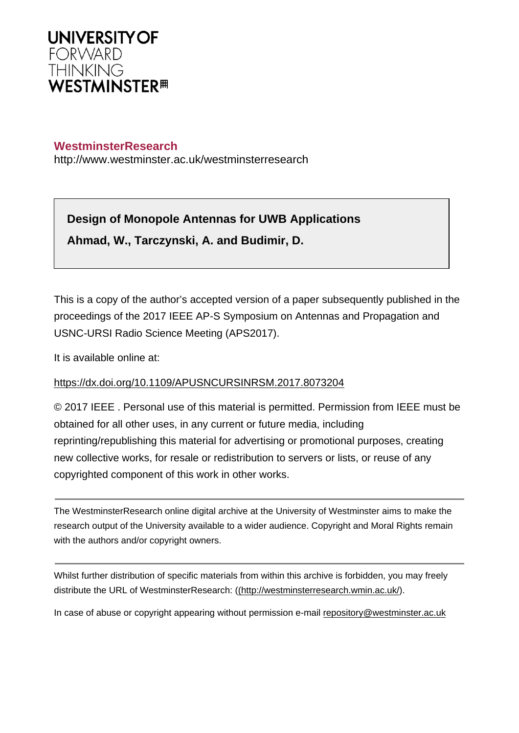UNIVERSITY OF
FORWARD
THINKING
WESTMINSTER

**WestminsterResearch**

http://www.westminster.ac.uk/westminsterresearch

**Design of Monopole Antennas for UWB Applications**

**Ahmad, W., Tarczynski, A. and Budimir, D.**

This is a copy of the author's accepted version of a paper subsequently published in the proceedings of the 2017 IEEE AP-S Symposium on Antennas and Propagation and USNC-URSI Radio Science Meeting (APS2017).

It is available online at:

https://dx.doi.org/10.1109/APUSNCURSINRSM.2017.8073204

© 2017 IEEE . Personal use of this material is permitted. Permission from IEEE must be obtained for all other uses, in any current or future media, including reprinting/republishing this material for advertising or promotional purposes, creating new collective works, for resale or redistribution to servers or lists, or reuse of any copyrighted component of this work in other works.

---

The WestminsterResearch online digital archive at the University of Westminster aims to make the research output of the University available to a wider audience. Copyright and Moral Rights remain with the authors and/or copyright owners.

---

Whilst further distribution of specific materials from within this archive is forbidden, you may freely distribute the URL of WestminsterResearch: ((http://westminsterresearch.wmin.ac.uk/).

In case of abuse or copyright appearing without permission e-mail repository@westminster.ac.uk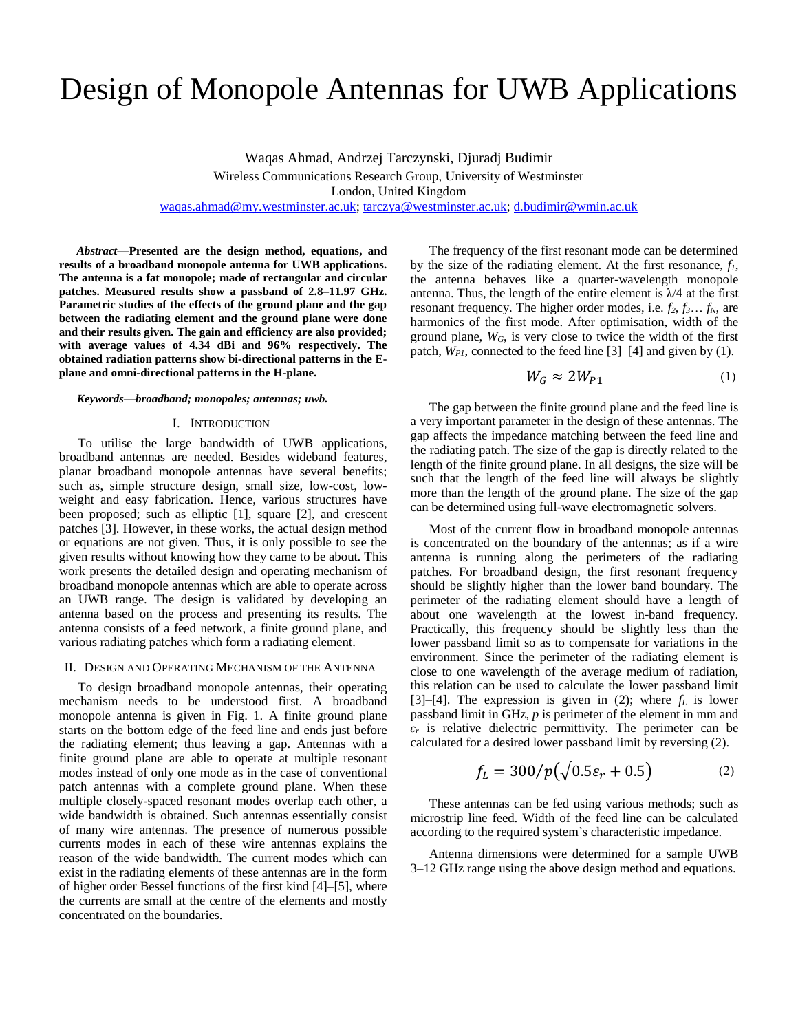# Design of Monopole Antennas for UWB Applications

Waqas Ahmad, Andrzej Tarczynski, Djuradj Budimir
Wireless Communications Research Group, University of Westminster
London, United Kingdom
waqas.ahmad@my.westminster.ac.uk; tarczya@westminster.ac.uk; d.budimir@wmin.ac.uk

***Abstract*—Presented are the design method, equations, and results of a broadband monopole antenna for UWB applications. The antenna is a fat monopole; made of rectangular and circular patches. Measured results show a passband of 2.8–11.97 GHz. Parametric studies of the effects of the ground plane and the gap between the radiating element and the ground plane were done and their results given. The gain and efficiency are also provided; with average values of 4.34 dBi and 96% respectively. The obtained radiation patterns show bi-directional patterns in the E-plane and omni-directional patterns in the H-plane.**

***Keywords—broadband; monopoles; antennas; uwb.***

## I. Introduction

To utilise the large bandwidth of UWB applications, broadband antennas are needed. Besides wideband features, planar broadband monopole antennas have several benefits; such as, simple structure design, small size, low-cost, low-weight and easy fabrication. Hence, various structures have been proposed; such as elliptic [1], square [2], and crescent patches [3]. However, in these works, the actual design method or equations are not given. Thus, it is only possible to see the given results without knowing how they came to be about. This work presents the detailed design and operating mechanism of broadband monopole antennas which are able to operate across an UWB range. The design is validated by developing an antenna based on the process and presenting its results. The antenna consists of a feed network, a finite ground plane, and various radiating patches which form a radiating element.

## II. Design and Operating Mechanism of the Antenna

To design broadband monopole antennas, their operating mechanism needs to be understood first. A broadband monopole antenna is given in Fig. 1. A finite ground plane starts on the bottom edge of the feed line and ends just before the radiating element; thus leaving a gap. Antennas with a finite ground plane are able to operate at multiple resonant modes instead of only one mode as in the case of conventional patch antennas with a complete ground plane. When these multiple closely-spaced resonant modes overlap each other, a wide bandwidth is obtained. Such antennas essentially consist of many wire antennas. The presence of numerous possible currents modes in each of these wire antennas explains the reason of the wide bandwidth. The current modes which can exist in the radiating elements of these antennas are in the form of higher order Bessel functions of the first kind [4]–[5], where the currents are small at the centre of the elements and mostly concentrated on the boundaries.

The frequency of the first resonant mode can be determined by the size of the radiating element. At the first resonance, $f_1$, the antenna behaves like a quarter-wavelength monopole antenna. Thus, the length of the entire element is λ/4 at the first resonant frequency. The higher order modes, i.e. $f_2$, $f_3$… $f_N$, are harmonics of the first mode. After optimisation, width of the ground plane, $W_G$, is very close to twice the width of the first patch, $W_{P1}$, connected to the feed line [3]–[4] and given by (1).

$$W_G \approx 2W_{P1} \tag{1}$$

The gap between the finite ground plane and the feed line is a very important parameter in the design of these antennas. The gap affects the impedance matching between the feed line and the radiating patch. The size of the gap is directly related to the length of the finite ground plane. In all designs, the size will be such that the length of the feed line will always be slightly more than the length of the ground plane. The size of the gap can be determined using full-wave electromagnetic solvers.

Most of the current flow in broadband monopole antennas is concentrated on the boundary of the antennas; as if a wire antenna is running along the perimeters of the radiating patches. For broadband design, the first resonant frequency should be slightly higher than the lower band boundary. The perimeter of the radiating element should have a length of about one wavelength at the lowest in-band frequency. Practically, this frequency should be slightly less than the lower passband limit so as to compensate for variations in the environment. Since the perimeter of the radiating element is close to one wavelength of the average medium of radiation, this relation can be used to calculate the lower passband limit [3]–[4]. The expression is given in (2); where $f_L$ is lower passband limit in GHz, $p$ is perimeter of the element in mm and $\varepsilon_r$ is relative dielectric permittivity. The perimeter can be calculated for a desired lower passband limit by reversing (2).

$$f_L = 300/p\left(\sqrt{0.5\varepsilon_r + 0.5}\right) \tag{2}$$

These antennas can be fed using various methods; such as microstrip line feed. Width of the feed line can be calculated according to the required system's characteristic impedance.

Antenna dimensions were determined for a sample UWB 3–12 GHz range using the above design method and equations.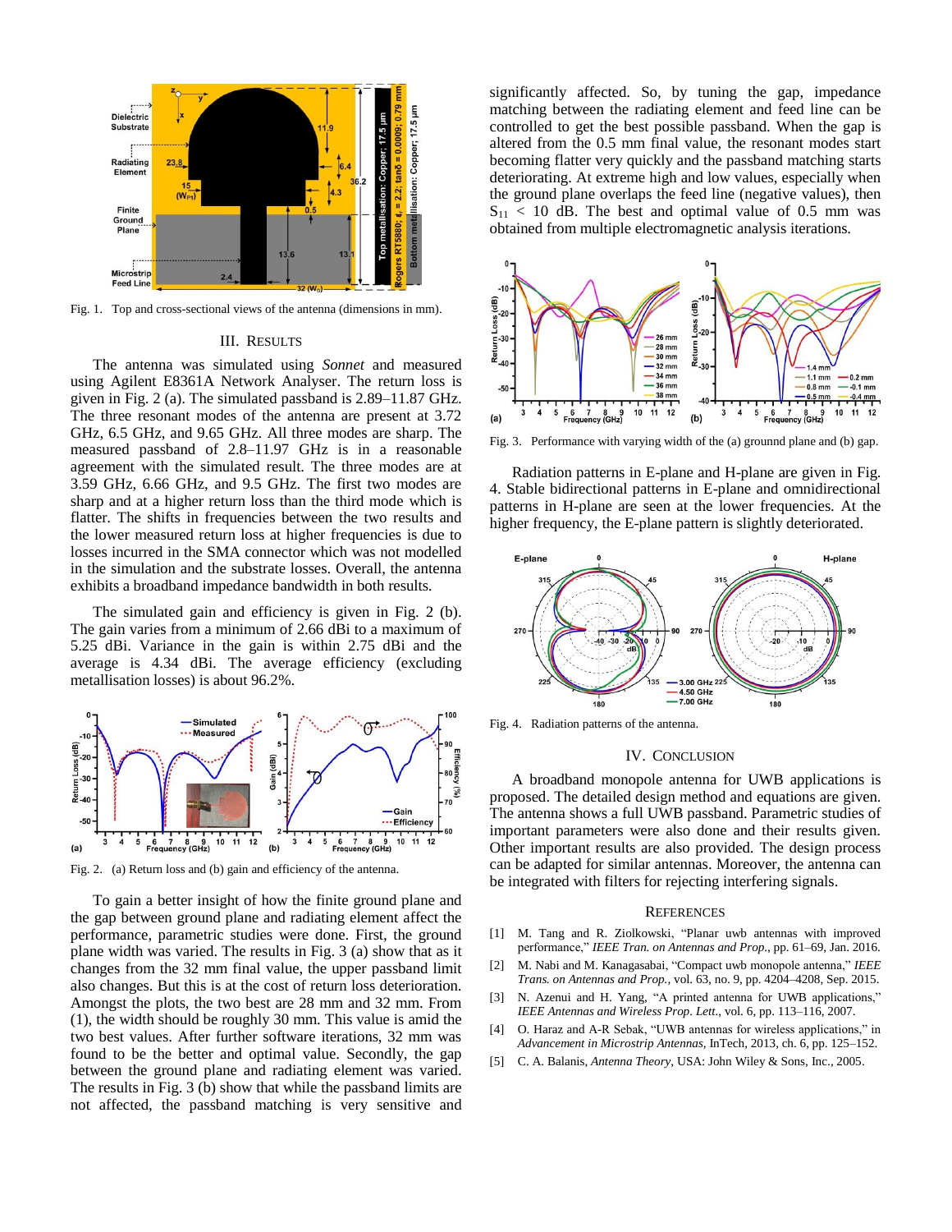Dielectric Substrate

Radiating Element

Finite Ground Plane

Microstrip Feed Line

z y x

11.9

23.8

15 ($W_{P1}$)

6.4

4.3

36.2

0.5

13.6

13.1

2.4

32 ($W_G$)

Top metallisation: Copper; 17.5 µm

Rogers RT5880; $\varepsilon_r$ = 2.2; tanδ = 0.0009; 0.79 mm

Bottom metallisation: Copper; 17.5 µm

Fig. 1. Top and cross-sectional views of the antenna (dimensions in mm).

## III. Results

The antenna was simulated using *Sonnet* and measured using Agilent E8361A Network Analyser. The return loss is given in Fig. 2 (a). The simulated passband is 2.89–11.87 GHz. The three resonant modes of the antenna are present at 3.72 GHz, 6.5 GHz, and 9.65 GHz. All three modes are sharp. The measured passband of 2.8–11.97 GHz is in a reasonable agreement with the simulated result. The three modes are at 3.59 GHz, 6.66 GHz, and 9.5 GHz. The first two modes are sharp and at a higher return loss than the third mode which is flatter. The shifts in frequencies between the two results and the lower measured return loss at higher frequencies is due to losses incurred in the SMA connector which was not modelled in the simulation and the substrate losses. Overall, the antenna exhibits a broadband impedance bandwidth in both results.

The simulated gain and efficiency is given in Fig. 2 (b). The gain varies from a minimum of 2.66 dBi to a maximum of 5.25 dBi. Variance in the gain is within 2.75 dBi and the average is 4.34 dBi. The average efficiency (excluding metallisation losses) is about 96.2%.

(a) Return Loss (dB) 0 -10 -20 -30 -40 -50; Frequency (GHz) 3 4 5 6 7 8 9 10 11 12; Simulated; Measured

(b) Gain (dBi) 2 3 4 5 6; Efficiency (%) 60 70 80 90 100; Frequency (GHz) 3 4 5 6 7 8 9 10 11 12; Gain; Efficiency

Fig. 2. (a) Return loss and (b) gain and efficiency of the antenna.

To gain a better insight of how the finite ground plane and the gap between ground plane and radiating element affect the performance, parametric studies were done. First, the ground plane width was varied. The results in Fig. 3 (a) show that as it changes from the 32 mm final value, the upper passband limit also changes. But this is at the cost of return loss deterioration. Amongst the plots, the two best are 28 mm and 32 mm. From (1), the width should be roughly 30 mm. This value is amid the two best values. After further software iterations, 32 mm was found to be the better and optimal value. Secondly, the gap between the ground plane and radiating element was varied. The results in Fig. 3 (b) show that while the passband limits are not affected, the passband matching is very sensitive and significantly affected. So, by tuning the gap, impedance matching between the radiating element and feed line can be controlled to get the best possible passband. When the gap is altered from the 0.5 mm final value, the resonant modes start becoming flatter very quickly and the passband matching starts deteriorating. At extreme high and low values, especially when the ground plane overlaps the feed line (negative values), then $S_{11}$ < 10 dB. The best and optimal value of 0.5 mm was obtained from multiple electromagnetic analysis iterations.

(a) Return Loss (dB) 0 -10 -20 -30 -40 -50; Frequency (GHz) 3 4 5 6 7 8 9 10 11 12; 26 mm; 28 mm; 30 mm; 32 mm; 34 mm; 36 mm; 38 mm

(b) Return Loss (dB) 0 -10 -20 -30 -40; Frequency (GHz) 3 4 5 6 7 8 9 10 11 12; 1.4 mm; 1.1 mm; 0.8 mm; 0.5 mm; 0.2 mm; -0.1 mm; -0.4 mm

Fig. 3. Performance with varying width of the (a) grounnd plane and (b) gap.

Radiation patterns in E-plane and H-plane are given in Fig. 4. Stable bidirectional patterns in E-plane and omnidirectional patterns in H-plane are seen at the lower frequencies. At the higher frequency, the E-plane pattern is slightly deteriorated.

E-plane; 0; 45; 90; 135; 180; 225; 270; 315; -40 -30 -20 -10 0 dB

H-plane; 0; 45; 90; 135; 180; 225; 270; 315; -20 -10 0 dB

3.00 GHz; 4.50 GHz; 7.00 GHz

Fig. 4. Radiation patterns of the antenna.

## IV. Conclusion

A broadband monopole antenna for UWB applications is proposed. The detailed design method and equations are given. The antenna shows a full UWB passband. Parametric studies of important parameters were also done and their results given. Other important results are also provided. The design process can be adapted for similar antennas. Moreover, the antenna can be integrated with filters for rejecting interfering signals.

## References

[1] M. Tang and R. Ziolkowski, "Planar uwb antennas with improved performance," *IEEE Tran. on Antennas and Prop.*, pp. 61–69, Jan. 2016.

[2] M. Nabi and M. Kanagasabai, "Compact uwb monopole antenna," *IEEE Trans. on Antennas and Prop.*, vol. 63, no. 9, pp. 4204–4208, Sep. 2015.

[3] N. Azenui and H. Yang, "A printed antenna for UWB applications," *IEEE Antennas and Wireless Prop. Lett.*, vol. 6, pp. 113–116, 2007.

[4] O. Haraz and A-R Sebak, "UWB antennas for wireless applications," in *Advancement in Microstrip Antennas*, InTech, 2013, ch. 6, pp. 125–152.

[5] C. A. Balanis, *Antenna Theory*, USA: John Wiley & Sons, Inc., 2005.